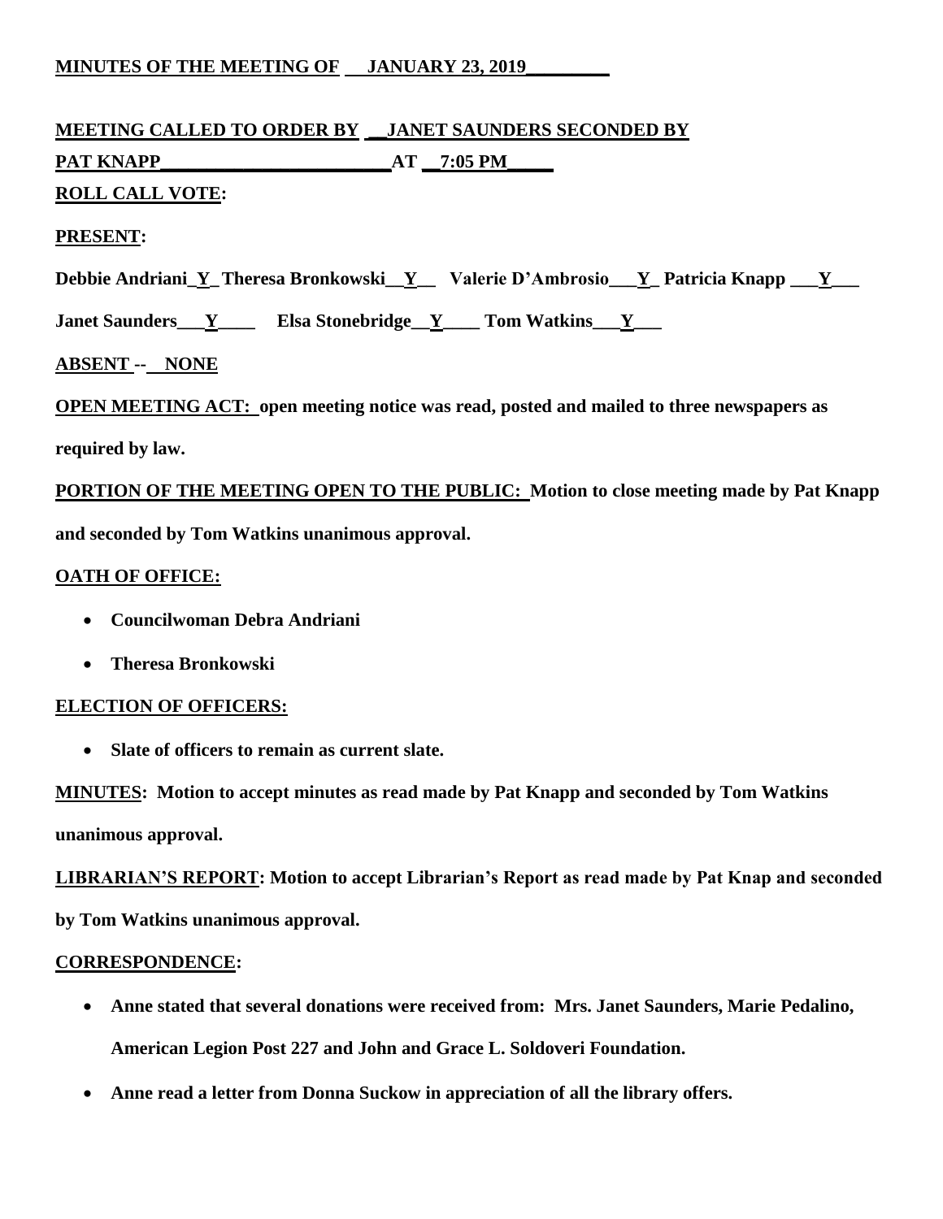**MINUTES OF THE MEETING OF JANUARY 23, 2019**

**MEETING CALLED TO ORDER BY JANET SAUNDERS SECONDED BY PAT KNAPP AT 7:05 PM**

**ROLL CALL VOTE:**

**PRESENT:**

**Debbie Andriani Y Theresa Bronkowski Y Valerie D'Ambrosio Y Patricia Knapp Y**

**Janet Saunders Y Elsa Stonebridge Y Tom Watkins Y**

**ABSENT -- NONE**

**OPEN MEETING ACT:** **open meeting notice was read, posted and mailed to three newspapers as required by law.**

**PORTION OF THE MEETING OPEN TO THE PUBLIC:** **Motion to close meeting made by Pat Knapp and seconded by Tom Watkins unanimous approval.**

**OATH OF OFFICE:**

- **Councilwoman Debra Andriani**
- **Theresa Bronkowski**

**ELECTION OF OFFICERS:**

- **Slate of officers to remain as current slate.**

**MINUTES:** **Motion to accept minutes as read made by Pat Knapp and seconded by Tom Watkins unanimous approval.**

**LIBRARIAN'S REPORT:** **Motion to accept Librarian's Report as read made by Pat Knap and seconded by Tom Watkins unanimous approval.**

**CORRESPONDENCE:**

- **Anne stated that several donations were received from: Mrs. Janet Saunders, Marie Pedalino, American Legion Post 227 and John and Grace L. Soldoveri Foundation.**
- **Anne read a letter from Donna Suckow in appreciation of all the library offers.**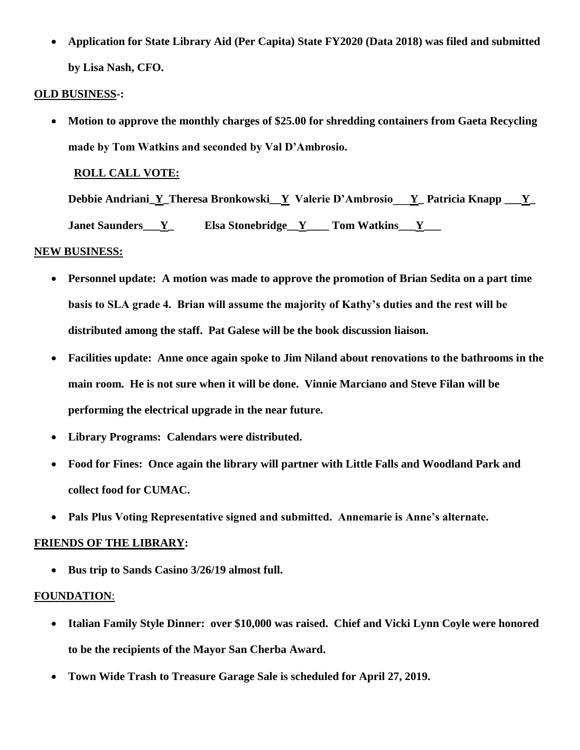- **Application for State Library Aid (Per Capita) State FY2020 (Data 2018) was filed and submitted by Lisa Nash, CFO.**

**OLD BUSINESS-:**

- **Motion to approve the monthly charges of $25.00 for shredding containers from Gaeta Recycling made by Tom Watkins and seconded by Val D'Ambrosio.**

  **ROLL CALL VOTE:**

  **Debbie Andriani_Y_Theresa Bronkowski__Y Valerie D'Ambrosio___Y_ Patricia Knapp ___Y_**

  **Janet Saunders___Y_ Elsa Stonebridge__Y____ Tom Watkins___Y___**

**NEW BUSINESS:**

- **Personnel update: A motion was made to approve the promotion of Brian Sedita on a part time basis to SLA grade 4. Brian will assume the majority of Kathy's duties and the rest will be distributed among the staff. Pat Galese will be the book discussion liaison.**
- **Facilities update: Anne once again spoke to Jim Niland about renovations to the bathrooms in the main room. He is not sure when it will be done. Vinnie Marciano and Steve Filan will be performing the electrical upgrade in the near future.**
- **Library Programs: Calendars were distributed.**
- **Food for Fines: Once again the library will partner with Little Falls and Woodland Park and collect food for CUMAC.**
- **Pals Plus Voting Representative signed and submitted. Annemarie is Anne's alternate.**

**FRIENDS OF THE LIBRARY:**

- **Bus trip to Sands Casino 3/26/19 almost full.**

**FOUNDATION**:

- **Italian Family Style Dinner: over $10,000 was raised. Chief and Vicki Lynn Coyle were honored to be the recipients of the Mayor San Cherba Award.**
- **Town Wide Trash to Treasure Garage Sale is scheduled for April 27, 2019.**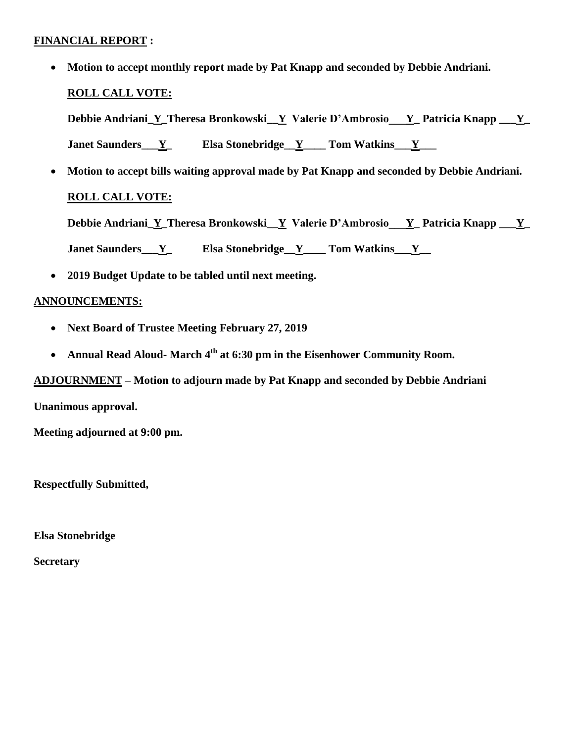**FINANCIAL REPORT :**

- **Motion to accept monthly report made by Pat Knapp and seconded by Debbie Andriani.**

  **ROLL CALL VOTE:**

  **Debbie Andriani_Y_Theresa Bronkowski__Y Valerie D'Ambrosio___Y_ Patricia Knapp ___Y_**

  **Janet Saunders___Y_ Elsa Stonebridge__Y____ Tom Watkins___Y___**

- **Motion to accept bills waiting approval made by Pat Knapp and seconded by Debbie Andriani.**

  **ROLL CALL VOTE:**

  **Debbie Andriani_Y_Theresa Bronkowski__Y Valerie D'Ambrosio___Y_ Patricia Knapp ___Y_**

  **Janet Saunders___Y_ Elsa Stonebridge__Y____ Tom Watkins___Y__**

- **2019 Budget Update to be tabled until next meeting.**

**ANNOUNCEMENTS:**

- **Next Board of Trustee Meeting February 27, 2019**
- **Annual Read Aloud- March 4th at 6:30 pm in the Eisenhower Community Room.**

**ADJOURNMENT – Motion to adjourn made by Pat Knapp and seconded by Debbie Andriani**

**Unanimous approval.**

**Meeting adjourned at 9:00 pm.**

**Respectfully Submitted,**

**Elsa Stonebridge**

**Secretary**